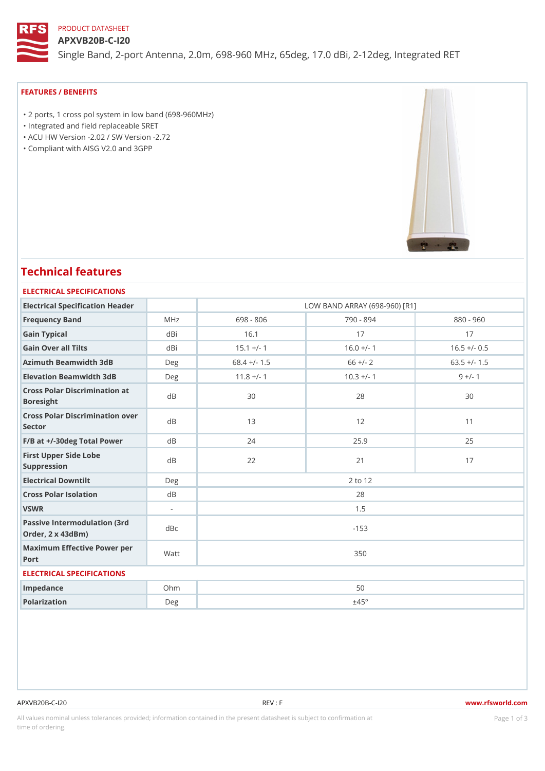PRODUCT DATASHEET

# APXVB20B-C-I20

Single Band, 2-port Antenna, 2.0m, 698-960 MHz, 65deg, 17.0 dBi, 2-12deg, Integrated RET

## FEATURES / BENEFITS

- 2 ports, 1 cross pol system in low band (698-960MHz)
- Integrated and field replaceable SRET
- ACU HW Version -2.02 / SW Version -2.72
- Compliant with AISG V2.0 and 3GPP

## Technical features

### ELECTRICAL SPECIFICATIONS

| Electrical Specification Header | | LOW BAND ARRAY (698-960) [R1] | | |
|---|---|---|---|---|
| Frequency Band | MHz | 698 - 806 | 790 - 894 | 880 - 960 |
| Gain Typical | dBi | 16.1 | 17 | 17 |
| Gain Over all Tilts | dBi | 15.1 +/- 1 | 16.0 +/- 1 | 16.5 +/- 0.5 |
| Azimuth Beamwidth 3dB | Deg | 68.4 +/- 1.5 | 66 +/- 2 | 63.5 +/- 1.5 |
| Elevation Beamwidth 3dB | Deg | 11.8 +/- 1 | 10.3 +/- 1 | 9 +/- 1 |
| Cross Polar Discrimination at Boresight | dB | 30 | 28 | 30 |
| Cross Polar Discrimination over Sector | dB | 13 | 12 | 11 |
| F/B at +/-30deg Total Power | dB | 24 | 25.9 | 25 |
| First Upper Side Lobe Suppression | dB | 22 | 21 | 17 |
| Electrical Downtilt | Deg | 2 to 12 | | |
| Cross Polar Isolation | dB | 28 | | |
| VSWR | - | 1.5 | | |
| Passive Intermodulation (3rd Order, 2 x 43dBm) | dBc | -153 | | |
| Maximum Effective Power per Port | Watt | 350 | | |

### ELECTRICAL SPECIFICATIONS

| | | |
|---|---|---|
| Impedance | Ohm | 50 |
| Polarization | Deg | ±45° |

APXVB20B-C-I20 REV : F www.rfsworld.com

All values nominal unless tolerances provided; information contained in the present datasheet is subject to confirmation at time of ordering.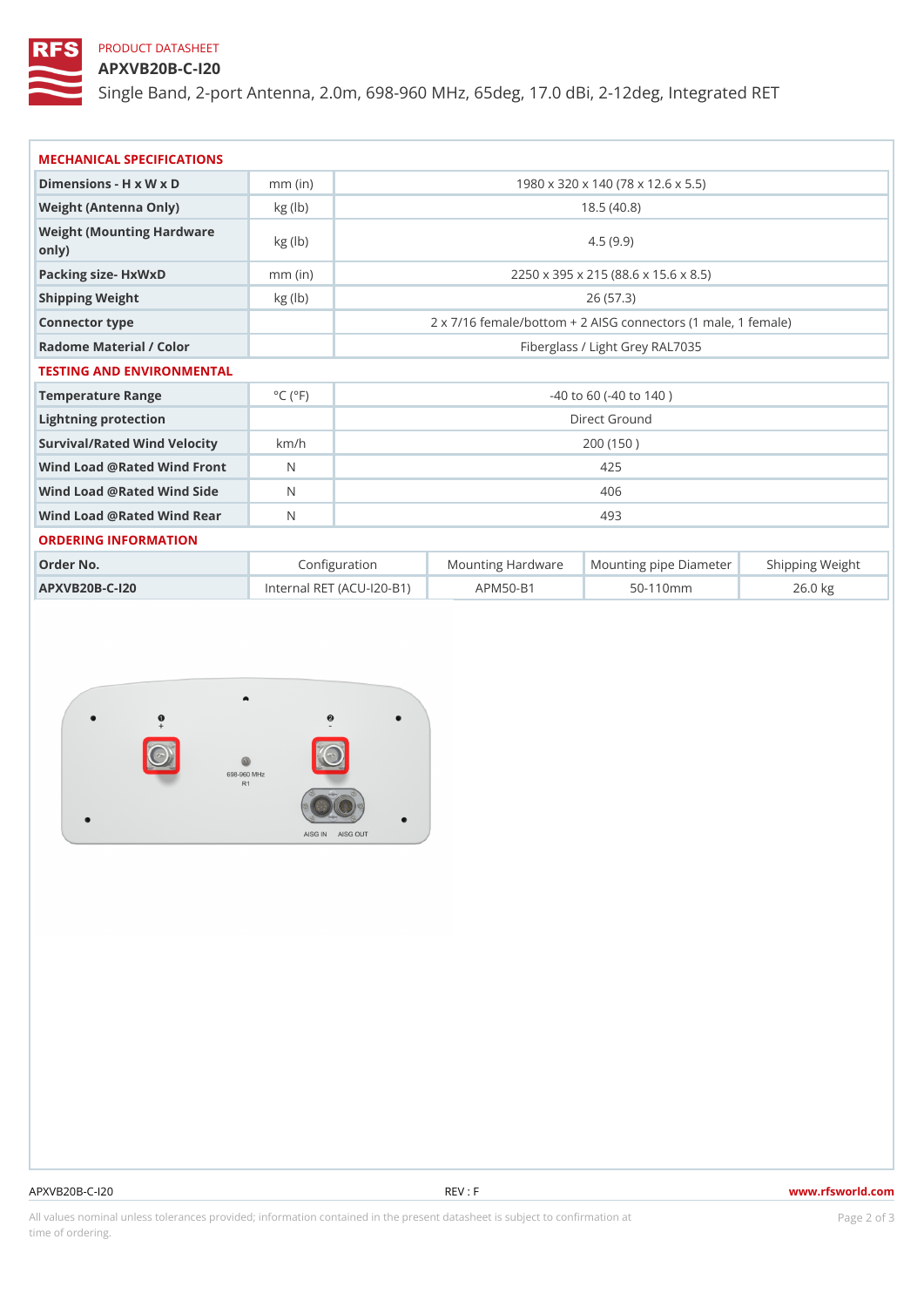PRODUCT DATASHEET

# APXVB20B-C-I20

Single Band, 2-port Antenna, 2.0m, 698-960 MHz, 65deg, 17.0 dBi, 2-12deg, Integrated RET

## MECHANICAL SPECIFICATIONS

| | | |
|---|---|---|
| Dimensions - H x W x D | mm (in) | 1980 x 320 x 140 (78 x 12.6 x 5.5) |
| Weight (Antenna Only) | kg (lb) | 18.5 (40.8) |
| Weight (Mounting Hardware only) | kg (lb) | 4.5 (9.9) |
| Packing size- HxWxD | mm (in) | 2250 x 395 x 215 (88.6 x 15.6 x 8.5) |
| Shipping Weight | kg (lb) | 26 (57.3) |
| Connector type | | 2 x 7/16 female/bottom + 2 AISG connectors (1 male, 1 female) |
| Radome Material / Color | | Fiberglass / Light Grey RAL7035 |

## TESTING AND ENVIRONMENTAL

| | | |
|---|---|---|
| Temperature Range | °C (°F) | -40 to 60 (-40 to 140 ) |
| Lightning protection | | Direct Ground |
| Survival/Rated Wind Velocity | km/h | 200 (150 ) |
| Wind Load @Rated Wind Front | N | 425 |
| Wind Load @Rated Wind Side | N | 406 |
| Wind Load @Rated Wind Rear | N | 493 |

## ORDERING INFORMATION

| Order No. | Configuration | Mounting Hardware | Mounting pipe Diameter | Shipping Weight |
|---|---|---|---|---|
| APXVB20B-C-I20 | Internal RET (ACU-I20-B1) | APM50-B1 | 50-110mm | 26.0 kg |

All values nominal unless tolerances provided; information contained in the present datasheet is subject to confirmation at time of ordering.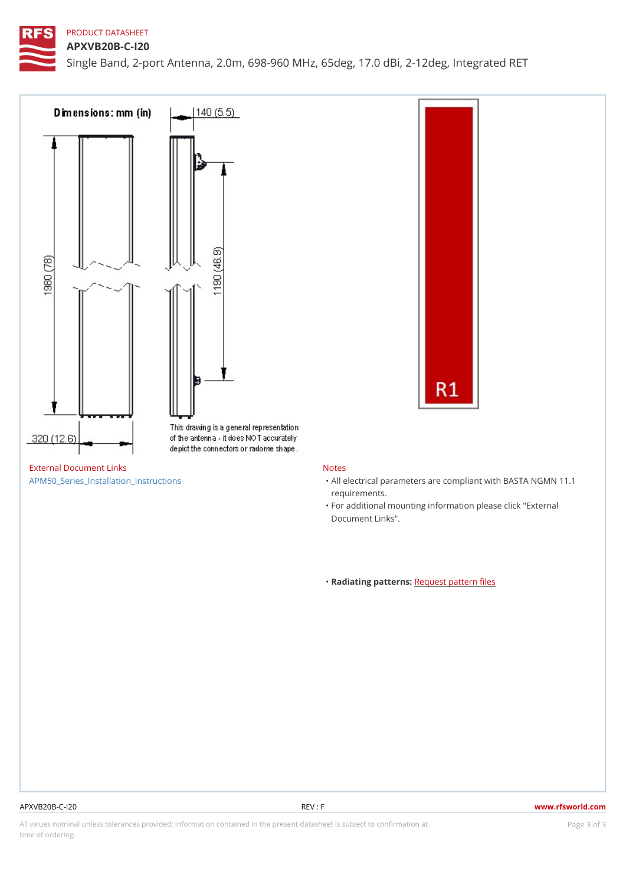PRODUCT DATASHEET

# APXVB20B-C-I20

Single Band, 2-port Antenna, 2.0m, 698-960 MHz, 65deg, 17.0 dBi, 2-12deg, Integrated RET

Dimensions: mm (in)

140 (5.5)

1980 (78)

1190 (46.9)

320 (12.6)

This drawing is a general representation of the antenna - it does NOT accurately depict the connectors or radome shape.

R1

## External Document Links

APM50_Series_Installation_Instructions

## Notes

- All electrical parameters are compliant with BASTA NGMN 11.1 requirements.
- For additional mounting information please click "External Document Links".

- **Radiating patterns:** Request pattern files

APXVB20B-C-I20 REV : F www.rfsworld.com

All values nominal unless tolerances provided; information contained in the present datasheet is subject to confirmation at time of ordering.